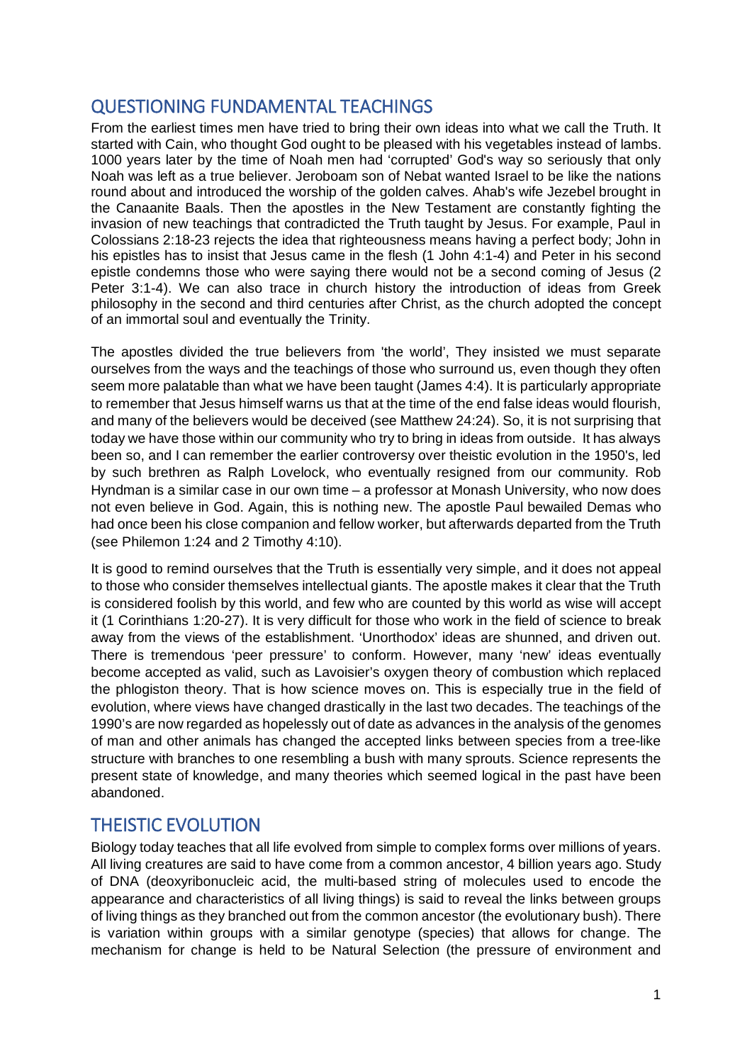## QUESTIONING FUNDAMENTAL TEACHINGS

From the earliest times men have tried to bring their own ideas into what we call the Truth. It started with Cain, who thought God ought to be pleased with his vegetables instead of lambs. 1000 years later by the time of Noah men had 'corrupted' God's way so seriously that only Noah was left as a true believer. Jeroboam son of Nebat wanted Israel to be like the nations round about and introduced the worship of the golden calves. Ahab's wife Jezebel brought in the Canaanite Baals. Then the apostles in the New Testament are constantly fighting the invasion of new teachings that contradicted the Truth taught by Jesus. For example, Paul in Colossians 2:18-23 rejects the idea that righteousness means having a perfect body; John in his epistles has to insist that Jesus came in the flesh (1 John 4:1-4) and Peter in his second epistle condemns those who were saying there would not be a second coming of Jesus (2 Peter 3:1-4). We can also trace in church history the introduction of ideas from Greek philosophy in the second and third centuries after Christ, as the church adopted the concept of an immortal soul and eventually the Trinity.

The apostles divided the true believers from 'the world', They insisted we must separate ourselves from the ways and the teachings of those who surround us, even though they often seem more palatable than what we have been taught (James 4:4). It is particularly appropriate to remember that Jesus himself warns us that at the time of the end false ideas would flourish, and many of the believers would be deceived (see Matthew 24:24). So, it is not surprising that today we have those within our community who try to bring in ideas from outside. It has always been so, and I can remember the earlier controversy over theistic evolution in the 1950's, led by such brethren as Ralph Lovelock, who eventually resigned from our community. Rob Hyndman is a similar case in our own time – a professor at Monash University, who now does not even believe in God. Again, this is nothing new. The apostle Paul bewailed Demas who had once been his close companion and fellow worker, but afterwards departed from the Truth (see Philemon 1:24 and 2 Timothy 4:10).

It is good to remind ourselves that the Truth is essentially very simple, and it does not appeal to those who consider themselves intellectual giants. The apostle makes it clear that the Truth is considered foolish by this world, and few who are counted by this world as wise will accept it (1 Corinthians 1:20-27). It is very difficult for those who work in the field of science to break away from the views of the establishment. 'Unorthodox' ideas are shunned, and driven out. There is tremendous 'peer pressure' to conform. However, many 'new' ideas eventually become accepted as valid, such as Lavoisier's oxygen theory of combustion which replaced the phlogiston theory. That is how science moves on. This is especially true in the field of evolution, where views have changed drastically in the last two decades. The teachings of the 1990's are now regarded as hopelessly out of date as advances in the analysis of the genomes of man and other animals has changed the accepted links between species from a tree-like structure with branches to one resembling a bush with many sprouts. Science represents the present state of knowledge, and many theories which seemed logical in the past have been abandoned.

## THEISTIC EVOLUTION

Biology today teaches that all life evolved from simple to complex forms over millions of years. All living creatures are said to have come from a common ancestor, 4 billion years ago. Study of DNA (deoxyribonucleic acid, the multi-based string of molecules used to encode the appearance and characteristics of all living things) is said to reveal the links between groups of living things as they branched out from the common ancestor (the evolutionary bush). There is variation within groups with a similar genotype (species) that allows for change. The mechanism for change is held to be Natural Selection (the pressure of environment and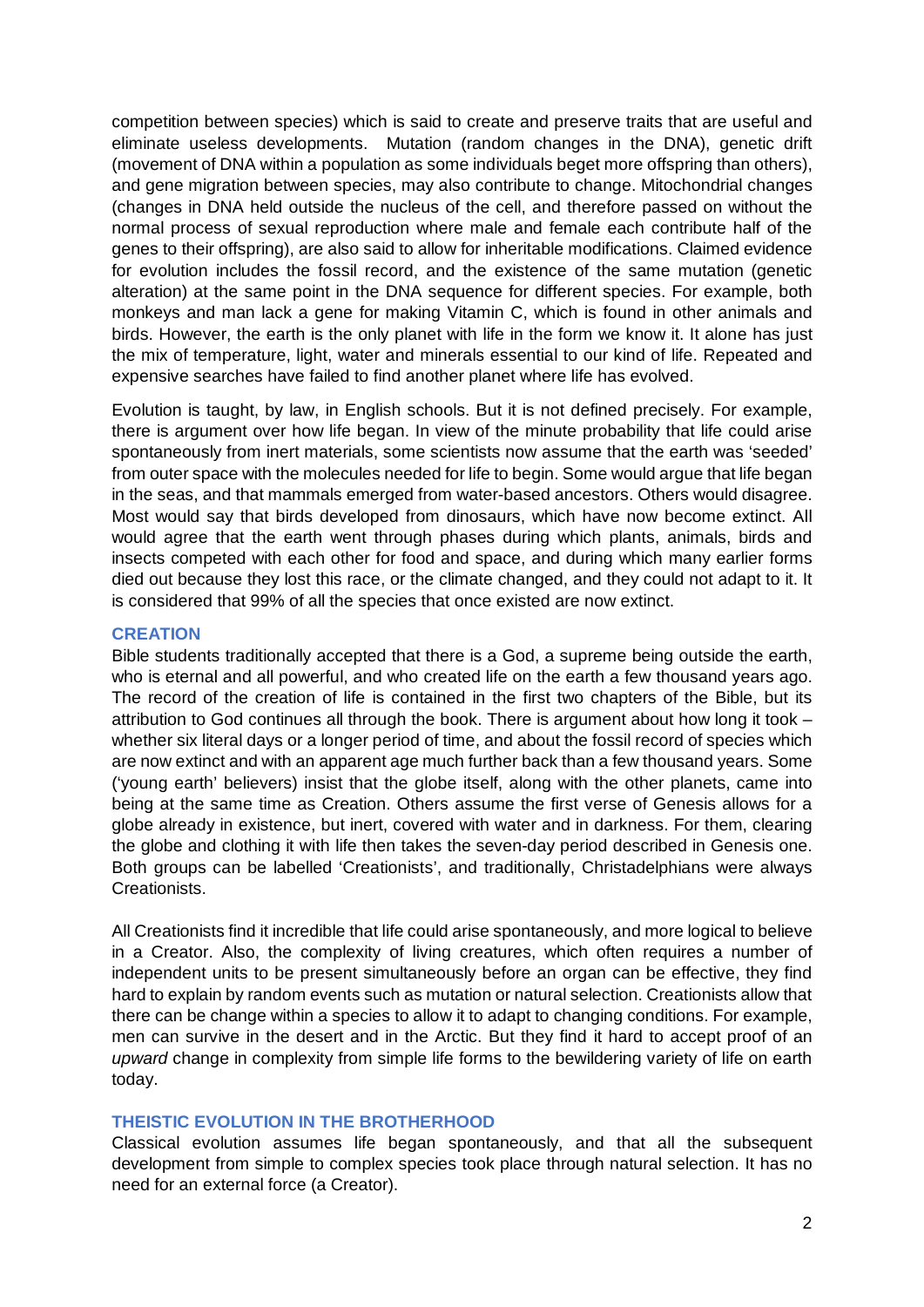competition between species) which is said to create and preserve traits that are useful and eliminate useless developments. Mutation (random changes in the DNA), genetic drift (movement of DNA within a population as some individuals beget more offspring than others), and gene migration between species, may also contribute to change. Mitochondrial changes (changes in DNA held outside the nucleus of the cell, and therefore passed on without the normal process of sexual reproduction where male and female each contribute half of the genes to their offspring), are also said to allow for inheritable modifications. Claimed evidence for evolution includes the fossil record, and the existence of the same mutation (genetic alteration) at the same point in the DNA sequence for different species. For example, both monkeys and man lack a gene for making Vitamin C, which is found in other animals and birds. However, the earth is the only planet with life in the form we know it. It alone has just the mix of temperature, light, water and minerals essential to our kind of life. Repeated and expensive searches have failed to find another planet where life has evolved.

Evolution is taught, by law, in English schools. But it is not defined precisely. For example, there is argument over how life began. In view of the minute probability that life could arise spontaneously from inert materials, some scientists now assume that the earth was 'seeded' from outer space with the molecules needed for life to begin. Some would argue that life began in the seas, and that mammals emerged from water-based ancestors. Others would disagree. Most would say that birds developed from dinosaurs, which have now become extinct. All would agree that the earth went through phases during which plants, animals, birds and insects competed with each other for food and space, and during which many earlier forms died out because they lost this race, or the climate changed, and they could not adapt to it. It is considered that 99% of all the species that once existed are now extinct.

## CREATION

Bible students traditionally accepted that there is a God, a supreme being outside the earth, who is eternal and all powerful, and who created life on the earth a few thousand years ago. The record of the creation of life is contained in the first two chapters of the Bible, but its attribution to God continues all through the book. There is argument about how long it took – whether six literal days or a longer period of time, and about the fossil record of species which are now extinct and with an apparent age much further back than a few thousand years. Some ('young earth' believers) insist that the globe itself, along with the other planets, came into being at the same time as Creation. Others assume the first verse of Genesis allows for a globe already in existence, but inert, covered with water and in darkness. For them, clearing the globe and clothing it with life then takes the seven-day period described in Genesis one. Both groups can be labelled 'Creationists', and traditionally, Christadelphians were always Creationists.

All Creationists find it incredible that life could arise spontaneously, and more logical to believe in a Creator. Also, the complexity of living creatures, which often requires a number of independent units to be present simultaneously before an organ can be effective, they find hard to explain by random events such as mutation or natural selection. Creationists allow that there can be change within a species to allow it to adapt to changing conditions. For example, men can survive in the desert and in the Arctic. But they find it hard to accept proof of an *upward* change in complexity from simple life forms to the bewildering variety of life on earth today.

## THEISTIC EVOLUTION IN THE BROTHERHOOD

Classical evolution assumes life began spontaneously, and that all the subsequent development from simple to complex species took place through natural selection. It has no need for an external force (a Creator).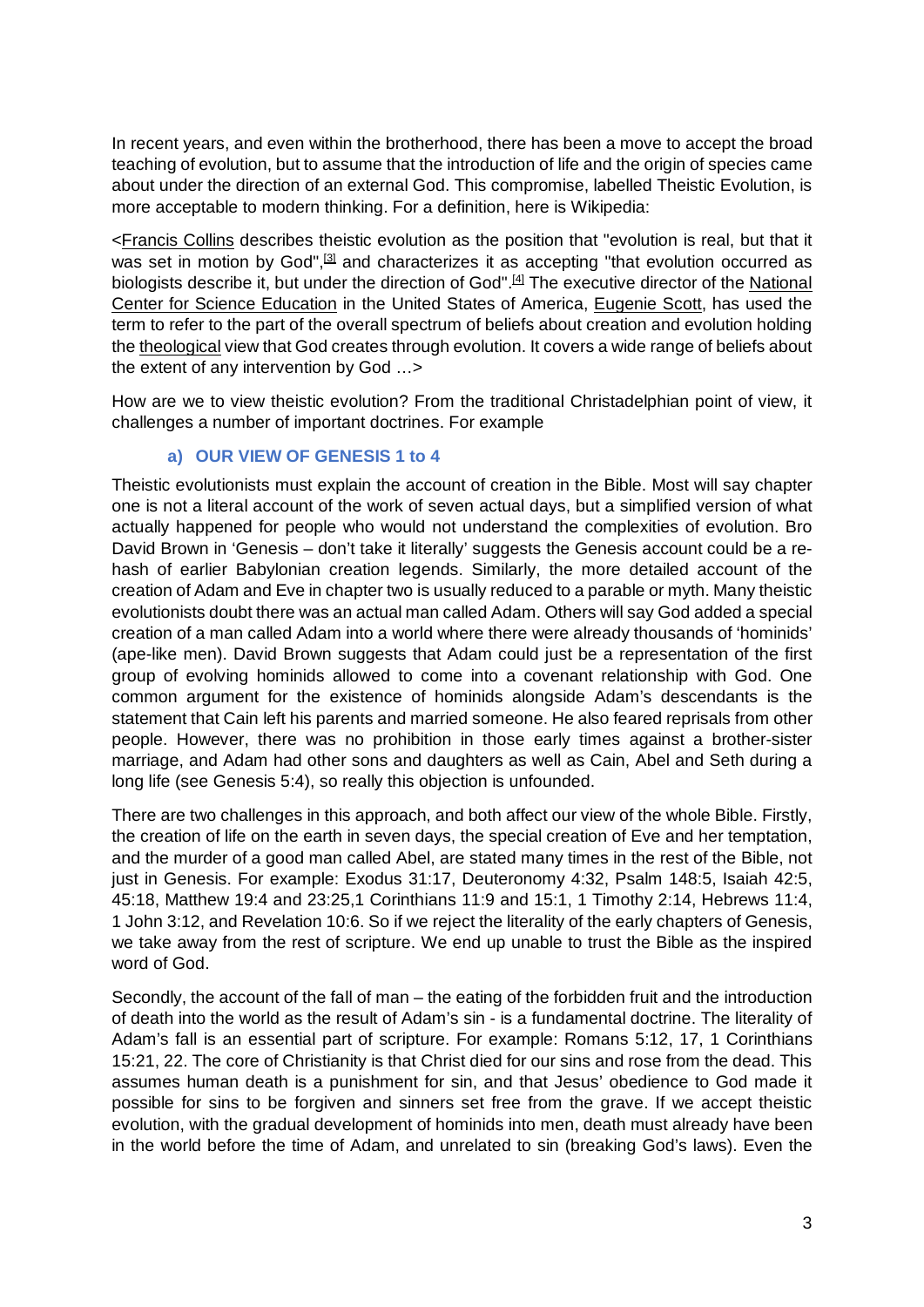In recent years, and even within the brotherhood, there has been a move to accept the broad teaching of evolution, but to assume that the introduction of life and the origin of species came about under the direction of an external God. This compromise, labelled Theistic Evolution, is more acceptable to modern thinking. For a definition, here is Wikipedia:

<Francis Collins describes theistic evolution as the position that "evolution is real, but that it was set in motion by God",[3] and characterizes it as accepting "that evolution occurred as biologists describe it, but under the direction of God".[4] The executive director of the National Center for Science Education in the United States of America, Eugenie Scott, has used the term to refer to the part of the overall spectrum of beliefs about creation and evolution holding the theological view that God creates through evolution. It covers a wide range of beliefs about the extent of any intervention by God …>

How are we to view theistic evolution? From the traditional Christadelphian point of view, it challenges a number of important doctrines. For example

### a) OUR VIEW OF GENESIS 1 to 4

Theistic evolutionists must explain the account of creation in the Bible. Most will say chapter one is not a literal account of the work of seven actual days, but a simplified version of what actually happened for people who would not understand the complexities of evolution. Bro David Brown in 'Genesis – don't take it literally' suggests the Genesis account could be a re-hash of earlier Babylonian creation legends. Similarly, the more detailed account of the creation of Adam and Eve in chapter two is usually reduced to a parable or myth. Many theistic evolutionists doubt there was an actual man called Adam. Others will say God added a special creation of a man called Adam into a world where there were already thousands of 'hominids' (ape-like men). David Brown suggests that Adam could just be a representation of the first group of evolving hominids allowed to come into a covenant relationship with God. One common argument for the existence of hominids alongside Adam's descendants is the statement that Cain left his parents and married someone. He also feared reprisals from other people. However, there was no prohibition in those early times against a brother-sister marriage, and Adam had other sons and daughters as well as Cain, Abel and Seth during a long life (see Genesis 5:4), so really this objection is unfounded.

There are two challenges in this approach, and both affect our view of the whole Bible. Firstly, the creation of life on the earth in seven days, the special creation of Eve and her temptation, and the murder of a good man called Abel, are stated many times in the rest of the Bible, not just in Genesis. For example: Exodus 31:17, Deuteronomy 4:32, Psalm 148:5, Isaiah 42:5, 45:18, Matthew 19:4 and 23:25,1 Corinthians 11:9 and 15:1, 1 Timothy 2:14, Hebrews 11:4, 1 John 3:12, and Revelation 10:6. So if we reject the literality of the early chapters of Genesis, we take away from the rest of scripture. We end up unable to trust the Bible as the inspired word of God.

Secondly, the account of the fall of man – the eating of the forbidden fruit and the introduction of death into the world as the result of Adam's sin - is a fundamental doctrine. The literality of Adam's fall is an essential part of scripture. For example: Romans 5:12, 17, 1 Corinthians 15:21, 22. The core of Christianity is that Christ died for our sins and rose from the dead. This assumes human death is a punishment for sin, and that Jesus' obedience to God made it possible for sins to be forgiven and sinners set free from the grave. If we accept theistic evolution, with the gradual development of hominids into men, death must already have been in the world before the time of Adam, and unrelated to sin (breaking God's laws). Even the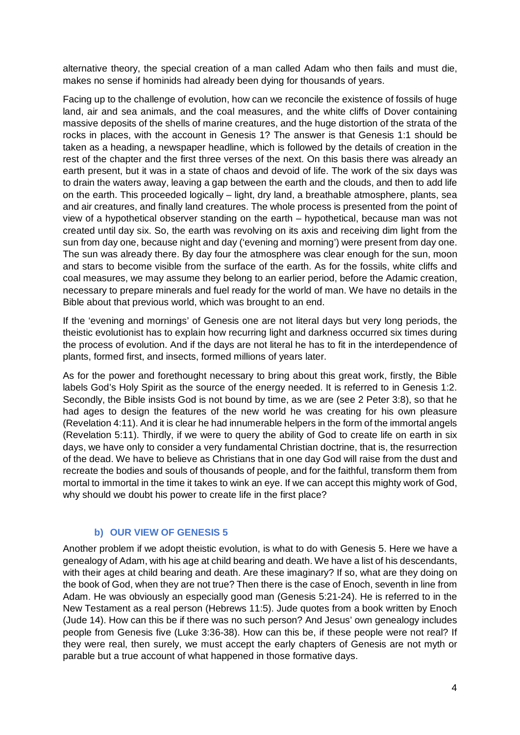alternative theory, the special creation of a man called Adam who then fails and must die, makes no sense if hominids had already been dying for thousands of years.

Facing up to the challenge of evolution, how can we reconcile the existence of fossils of huge land, air and sea animals, and the coal measures, and the white cliffs of Dover containing massive deposits of the shells of marine creatures, and the huge distortion of the strata of the rocks in places, with the account in Genesis 1? The answer is that Genesis 1:1 should be taken as a heading, a newspaper headline, which is followed by the details of creation in the rest of the chapter and the first three verses of the next. On this basis there was already an earth present, but it was in a state of chaos and devoid of life. The work of the six days was to drain the waters away, leaving a gap between the earth and the clouds, and then to add life on the earth. This proceeded logically – light, dry land, a breathable atmosphere, plants, sea and air creatures, and finally land creatures. The whole process is presented from the point of view of a hypothetical observer standing on the earth – hypothetical, because man was not created until day six. So, the earth was revolving on its axis and receiving dim light from the sun from day one, because night and day ('evening and morning') were present from day one. The sun was already there. By day four the atmosphere was clear enough for the sun, moon and stars to become visible from the surface of the earth. As for the fossils, white cliffs and coal measures, we may assume they belong to an earlier period, before the Adamic creation, necessary to prepare minerals and fuel ready for the world of man. We have no details in the Bible about that previous world, which was brought to an end.

If the 'evening and mornings' of Genesis one are not literal days but very long periods, the theistic evolutionist has to explain how recurring light and darkness occurred six times during the process of evolution. And if the days are not literal he has to fit in the interdependence of plants, formed first, and insects, formed millions of years later.

As for the power and forethought necessary to bring about this great work, firstly, the Bible labels God's Holy Spirit as the source of the energy needed. It is referred to in Genesis 1:2. Secondly, the Bible insists God is not bound by time, as we are (see 2 Peter 3:8), so that he had ages to design the features of the new world he was creating for his own pleasure (Revelation 4:11). And it is clear he had innumerable helpers in the form of the immortal angels (Revelation 5:11). Thirdly, if we were to query the ability of God to create life on earth in six days, we have only to consider a very fundamental Christian doctrine, that is, the resurrection of the dead. We have to believe as Christians that in one day God will raise from the dust and recreate the bodies and souls of thousands of people, and for the faithful, transform them from mortal to immortal in the time it takes to wink an eye. If we can accept this mighty work of God, why should we doubt his power to create life in the first place?

### b) OUR VIEW OF GENESIS 5

Another problem if we adopt theistic evolution, is what to do with Genesis 5. Here we have a genealogy of Adam, with his age at child bearing and death. We have a list of his descendants, with their ages at child bearing and death. Are these imaginary? If so, what are they doing on the book of God, when they are not true? Then there is the case of Enoch, seventh in line from Adam. He was obviously an especially good man (Genesis 5:21-24). He is referred to in the New Testament as a real person (Hebrews 11:5). Jude quotes from a book written by Enoch (Jude 14). How can this be if there was no such person? And Jesus' own genealogy includes people from Genesis five (Luke 3:36-38). How can this be, if these people were not real? If they were real, then surely, we must accept the early chapters of Genesis are not myth or parable but a true account of what happened in those formative days.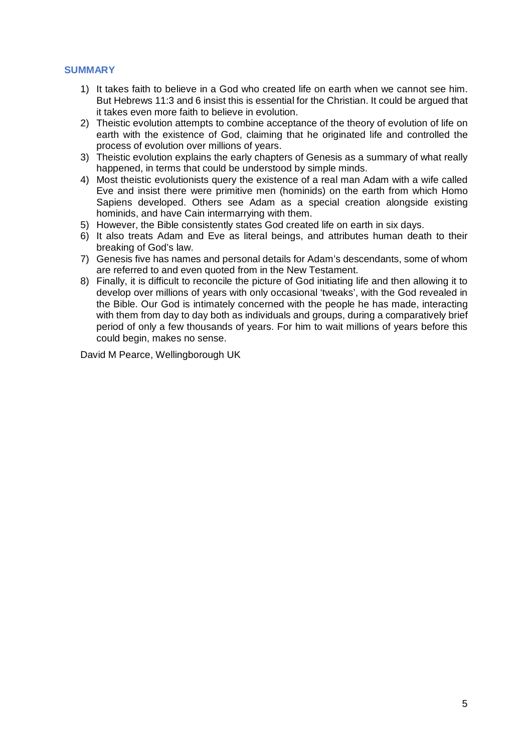## SUMMARY

1) It takes faith to believe in a God who created life on earth when we cannot see him. But Hebrews 11:3 and 6 insist this is essential for the Christian. It could be argued that it takes even more faith to believe in evolution.
2) Theistic evolution attempts to combine acceptance of the theory of evolution of life on earth with the existence of God, claiming that he originated life and controlled the process of evolution over millions of years.
3) Theistic evolution explains the early chapters of Genesis as a summary of what really happened, in terms that could be understood by simple minds.
4) Most theistic evolutionists query the existence of a real man Adam with a wife called Eve and insist there were primitive men (hominids) on the earth from which Homo Sapiens developed. Others see Adam as a special creation alongside existing hominids, and have Cain intermarrying with them.
5) However, the Bible consistently states God created life on earth in six days.
6) It also treats Adam and Eve as literal beings, and attributes human death to their breaking of God's law.
7) Genesis five has names and personal details for Adam's descendants, some of whom are referred to and even quoted from in the New Testament.
8) Finally, it is difficult to reconcile the picture of God initiating life and then allowing it to develop over millions of years with only occasional 'tweaks', with the God revealed in the Bible. Our God is intimately concerned with the people he has made, interacting with them from day to day both as individuals and groups, during a comparatively brief period of only a few thousands of years. For him to wait millions of years before this could begin, makes no sense.

David M Pearce, Wellingborough UK